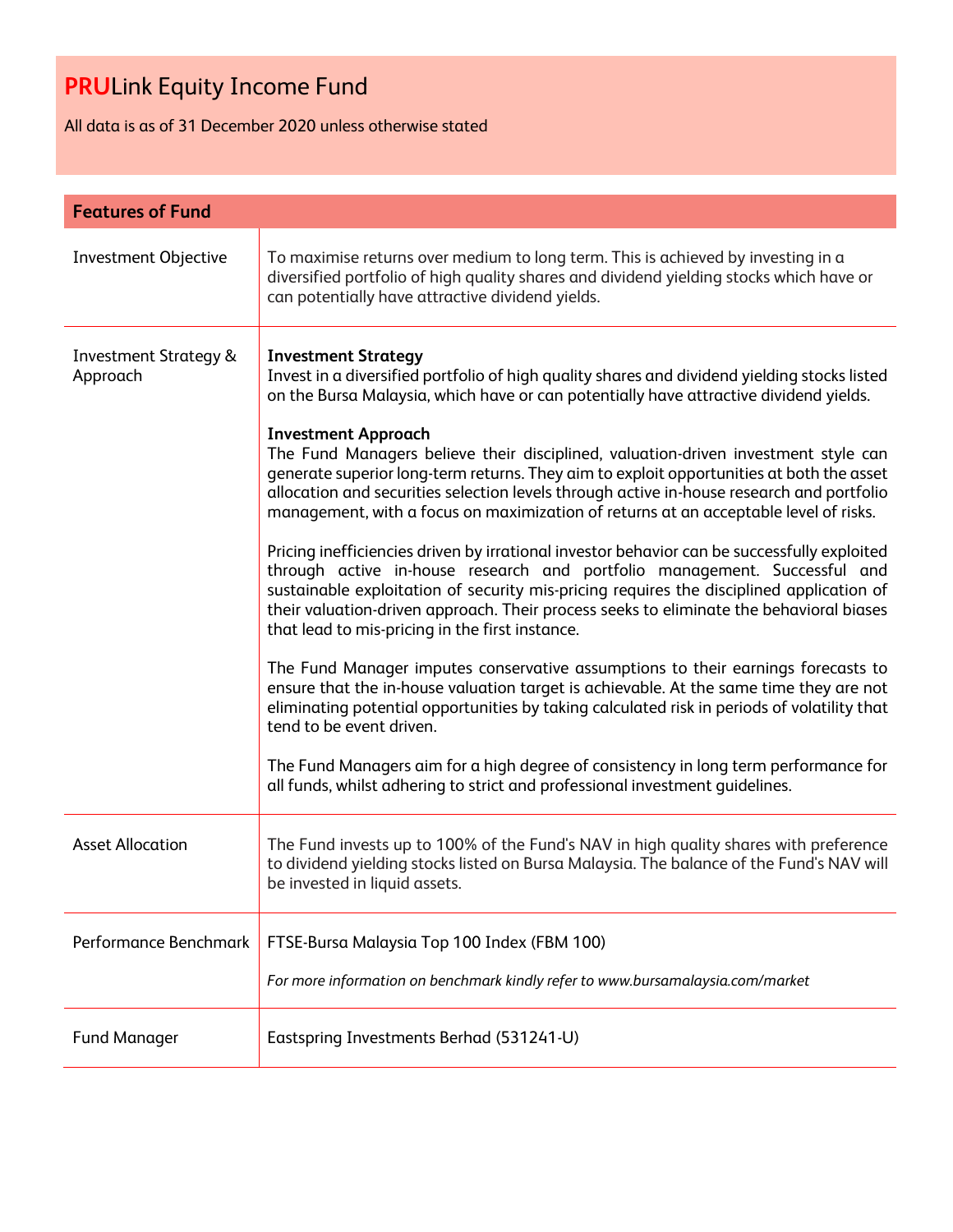# PRULink Equity Income Fund

All data is as of 31 December 2020 unless otherwise stated

## Features of Fund

| | |
|---|---|
| Investment Objective | To maximise returns over medium to long term. This is achieved by investing in a diversified portfolio of high quality shares and dividend yielding stocks which have or can potentially have attractive dividend yields. |
| Investment Strategy & Approach | **Investment Strategy**<br>Invest in a diversified portfolio of high quality shares and dividend yielding stocks listed on the Bursa Malaysia, which have or can potentially have attractive dividend yields.<br><br>**Investment Approach**<br>The Fund Managers believe their disciplined, valuation-driven investment style can generate superior long-term returns. They aim to exploit opportunities at both the asset allocation and securities selection levels through active in-house research and portfolio management, with a focus on maximization of returns at an acceptable level of risks.<br><br>Pricing inefficiencies driven by irrational investor behavior can be successfully exploited through active in-house research and portfolio management. Successful and sustainable exploitation of security mis-pricing requires the disciplined application of their valuation-driven approach. Their process seeks to eliminate the behavioral biases that lead to mis-pricing in the first instance.<br><br>The Fund Manager imputes conservative assumptions to their earnings forecasts to ensure that the in-house valuation target is achievable. At the same time they are not eliminating potential opportunities by taking calculated risk in periods of volatility that tend to be event driven.<br><br>The Fund Managers aim for a high degree of consistency in long term performance for all funds, whilst adhering to strict and professional investment guidelines. |
| Asset Allocation | The Fund invests up to 100% of the Fund's NAV in high quality shares with preference to dividend yielding stocks listed on Bursa Malaysia. The balance of the Fund's NAV will be invested in liquid assets. |
| Performance Benchmark | FTSE-Bursa Malaysia Top 100 Index (FBM 100)<br><br>*For more information on benchmark kindly refer to www.bursamalaysia.com/market* |
| Fund Manager | Eastspring Investments Berhad (531241-U) |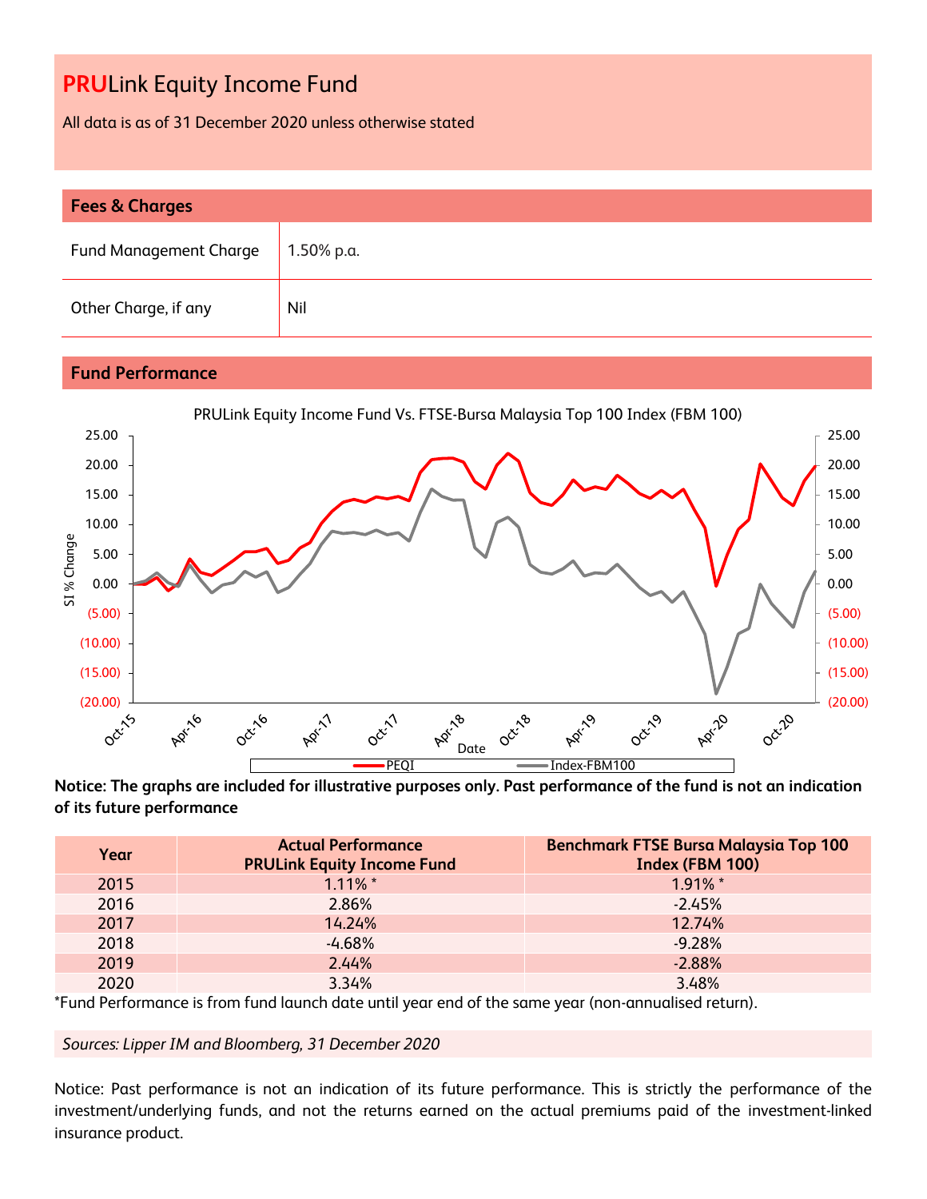# **PRU**Link Equity Income Fund

All data is as of 31 December 2020 unless otherwise stated

## Fees & Charges

| | |
|---|---|
| Fund Management Charge | 1.50% p.a. |
| Other Charge, if any | Nil |

## Fund Performance

PRULink Equity Income Fund Vs. FTSE-Bursa Malaysia Top 100 Index (FBM 100)

SI % Change

25.00
20.00
15.00
10.00
5.00
0.00
(5.00)
(10.00)
(15.00)
(20.00)

Oct-15
Apr-16
Oct-16
Apr-17
Oct-17
Apr-18
Oct-18
Apr-19
Oct-19
Apr-20
Oct-20

Date

PEQI
Index-FBM100

**Notice: The graphs are included for illustrative purposes only. Past performance of the fund is not an indication of its future performance**

| Year | Actual Performance<br>PRULink Equity Income Fund | Benchmark FTSE Bursa Malaysia Top 100 Index (FBM 100) |
|---|---|---|
| 2015 | 1.11% * | 1.91% * |
| 2016 | 2.86% | -2.45% |
| 2017 | 14.24% | 12.74% |
| 2018 | -4.68% | -9.28% |
| 2019 | 2.44% | -2.88% |
| 2020 | 3.34% | 3.48% |

*Fund Performance is from fund launch date until year end of the same year (non-annualised return).

*Sources: Lipper IM and Bloomberg, 31 December 2020*

Notice: Past performance is not an indication of its future performance. This is strictly the performance of the investment/underlying funds, and not the returns earned on the actual premiums paid of the investment-linked insurance product.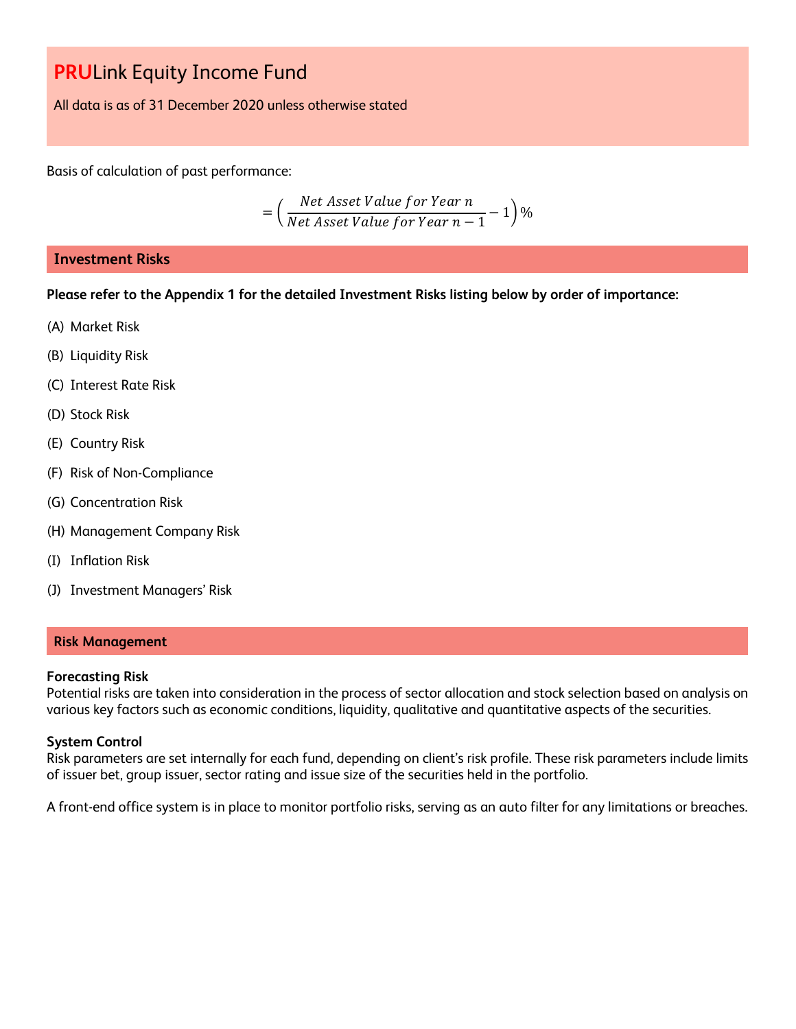# **PRU**Link Equity Income Fund

All data is as of 31 December 2020 unless otherwise stated

Basis of calculation of past performance:

$$= \left( \frac{Net\ Asset\ Value\ for\ Year\ n}{Net\ Asset\ Value\ for\ Year\ n-1} - 1 \right) \%$$

## Investment Risks

**Please refer to the Appendix 1 for the detailed Investment Risks listing below by order of importance:**

(A) Market Risk

(B) Liquidity Risk

(C) Interest Rate Risk

(D) Stock Risk

(E) Country Risk

(F) Risk of Non-Compliance

(G) Concentration Risk

(H) Management Company Risk

(I) Inflation Risk

(J) Investment Managers' Risk

## Risk Management

**Forecasting Risk**
Potential risks are taken into consideration in the process of sector allocation and stock selection based on analysis on various key factors such as economic conditions, liquidity, qualitative and quantitative aspects of the securities.

**System Control**
Risk parameters are set internally for each fund, depending on client's risk profile. These risk parameters include limits of issuer bet, group issuer, sector rating and issue size of the securities held in the portfolio.

A front-end office system is in place to monitor portfolio risks, serving as an auto filter for any limitations or breaches.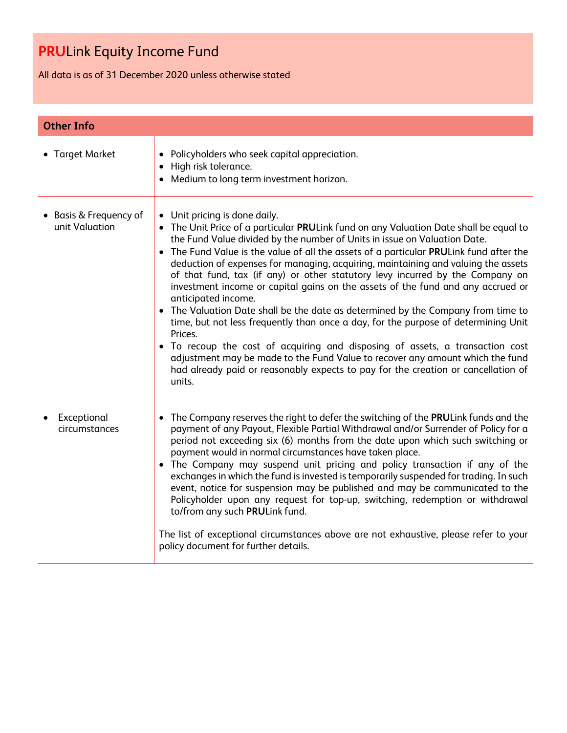# **PRU**Link Equity Income Fund

All data is as of 31 December 2020 unless otherwise stated

## Other Info

| | |
|---|---|
| • Target Market | • Policyholders who seek capital appreciation.<br>• High risk tolerance.<br>• Medium to long term investment horizon. |
| • Basis & Frequency of unit Valuation | • Unit pricing is done daily.<br>• The Unit Price of a particular **PRU**Link fund on any Valuation Date shall be equal to the Fund Value divided by the number of Units in issue on Valuation Date.<br>• The Fund Value is the value of all the assets of a particular **PRU**Link fund after the deduction of expenses for managing, acquiring, maintaining and valuing the assets of that fund, tax (if any) or other statutory levy incurred by the Company on investment income or capital gains on the assets of the fund and any accrued or anticipated income.<br>• The Valuation Date shall be the date as determined by the Company from time to time, but not less frequently than once a day, for the purpose of determining Unit Prices.<br>• To recoup the cost of acquiring and disposing of assets, a transaction cost adjustment may be made to the Fund Value to recover any amount which the fund had already paid or reasonably expects to pay for the creation or cancellation of units. |
| • Exceptional circumstances | • The Company reserves the right to defer the switching of the **PRU**Link funds and the payment of any Payout, Flexible Partial Withdrawal and/or Surrender of Policy for a period not exceeding six (6) months from the date upon which such switching or payment would in normal circumstances have taken place.<br>• The Company may suspend unit pricing and policy transaction if any of the exchanges in which the fund is invested is temporarily suspended for trading. In such event, notice for suspension may be published and may be communicated to the Policyholder upon any request for top-up, switching, redemption or withdrawal to/from any such **PRU**Link fund.<br><br>The list of exceptional circumstances above are not exhaustive, please refer to your policy document for further details. |